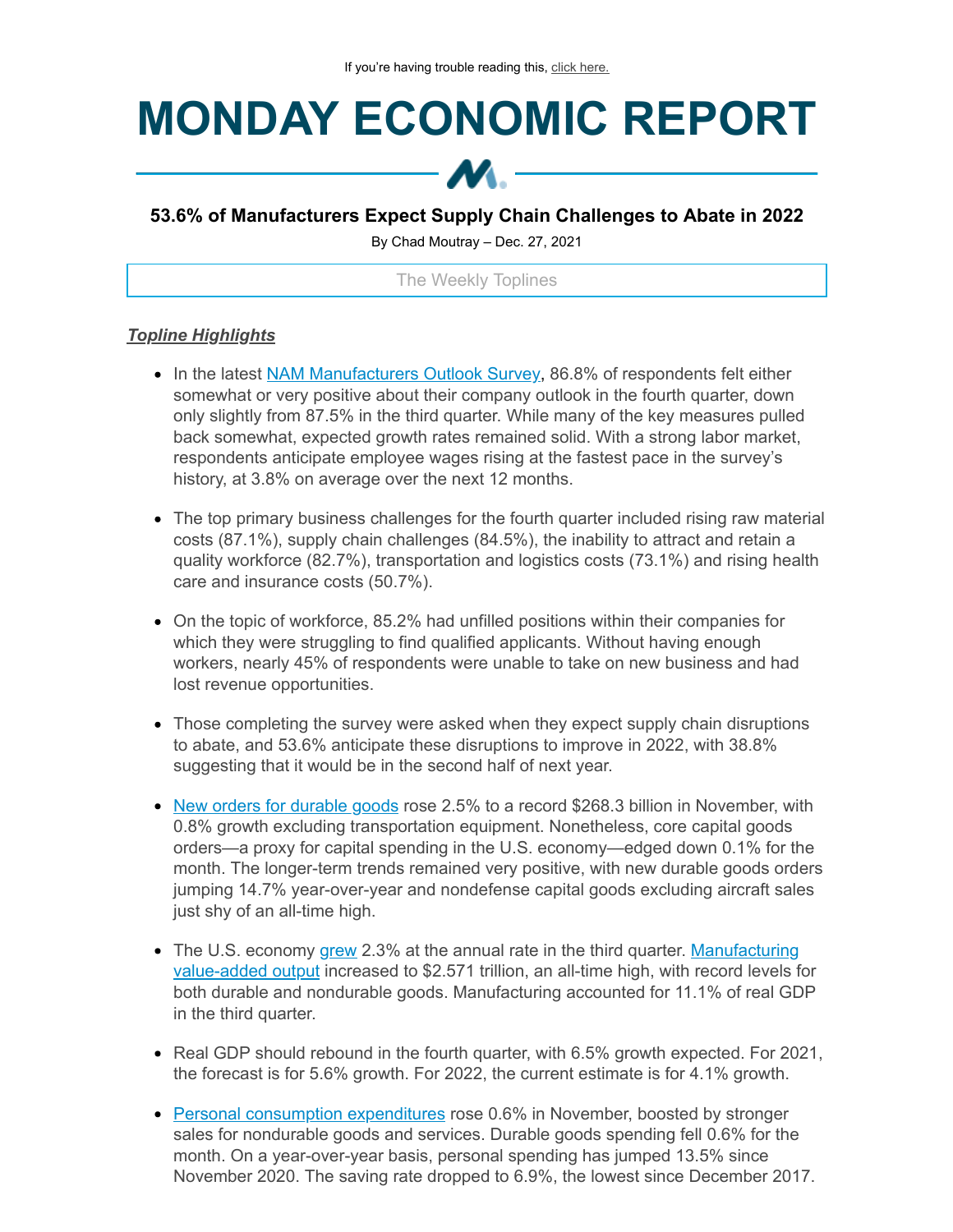If you're having trouble reading this, click here.

# MONDAY ECONOMIC REPORT

### 53.6% of Manufacturers Expect Supply Chain Challenges to Abate in 2022

By Chad Moutray – Dec. 27, 2021

The Weekly Toplines

***Topline Highlights***

- In the latest NAM Manufacturers Outlook Survey, 86.8% of respondents felt either somewhat or very positive about their company outlook in the fourth quarter, down only slightly from 87.5% in the third quarter. While many of the key measures pulled back somewhat, expected growth rates remained solid. With a strong labor market, respondents anticipate employee wages rising at the fastest pace in the survey's history, at 3.8% on average over the next 12 months.

- The top primary business challenges for the fourth quarter included rising raw material costs (87.1%), supply chain challenges (84.5%), the inability to attract and retain a quality workforce (82.7%), transportation and logistics costs (73.1%) and rising health care and insurance costs (50.7%).

- On the topic of workforce, 85.2% had unfilled positions within their companies for which they were struggling to find qualified applicants. Without having enough workers, nearly 45% of respondents were unable to take on new business and had lost revenue opportunities.

- Those completing the survey were asked when they expect supply chain disruptions to abate, and 53.6% anticipate these disruptions to improve in 2022, with 38.8% suggesting that it would be in the second half of next year.

- New orders for durable goods rose 2.5% to a record $268.3 billion in November, with 0.8% growth excluding transportation equipment. Nonetheless, core capital goods orders—a proxy for capital spending in the U.S. economy—edged down 0.1% for the month. The longer-term trends remained very positive, with new durable goods orders jumping 14.7% year-over-year and nondefense capital goods excluding aircraft sales just shy of an all-time high.

- The U.S. economy grew 2.3% at the annual rate in the third quarter. Manufacturing value-added output increased to $2.571 trillion, an all-time high, with record levels for both durable and nondurable goods. Manufacturing accounted for 11.1% of real GDP in the third quarter.

- Real GDP should rebound in the fourth quarter, with 6.5% growth expected. For 2021, the forecast is for 5.6% growth. For 2022, the current estimate is for 4.1% growth.

- Personal consumption expenditures rose 0.6% in November, boosted by stronger sales for nondurable goods and services. Durable goods spending fell 0.6% for the month. On a year-over-year basis, personal spending has jumped 13.5% since November 2020. The saving rate dropped to 6.9%, the lowest since December 2017.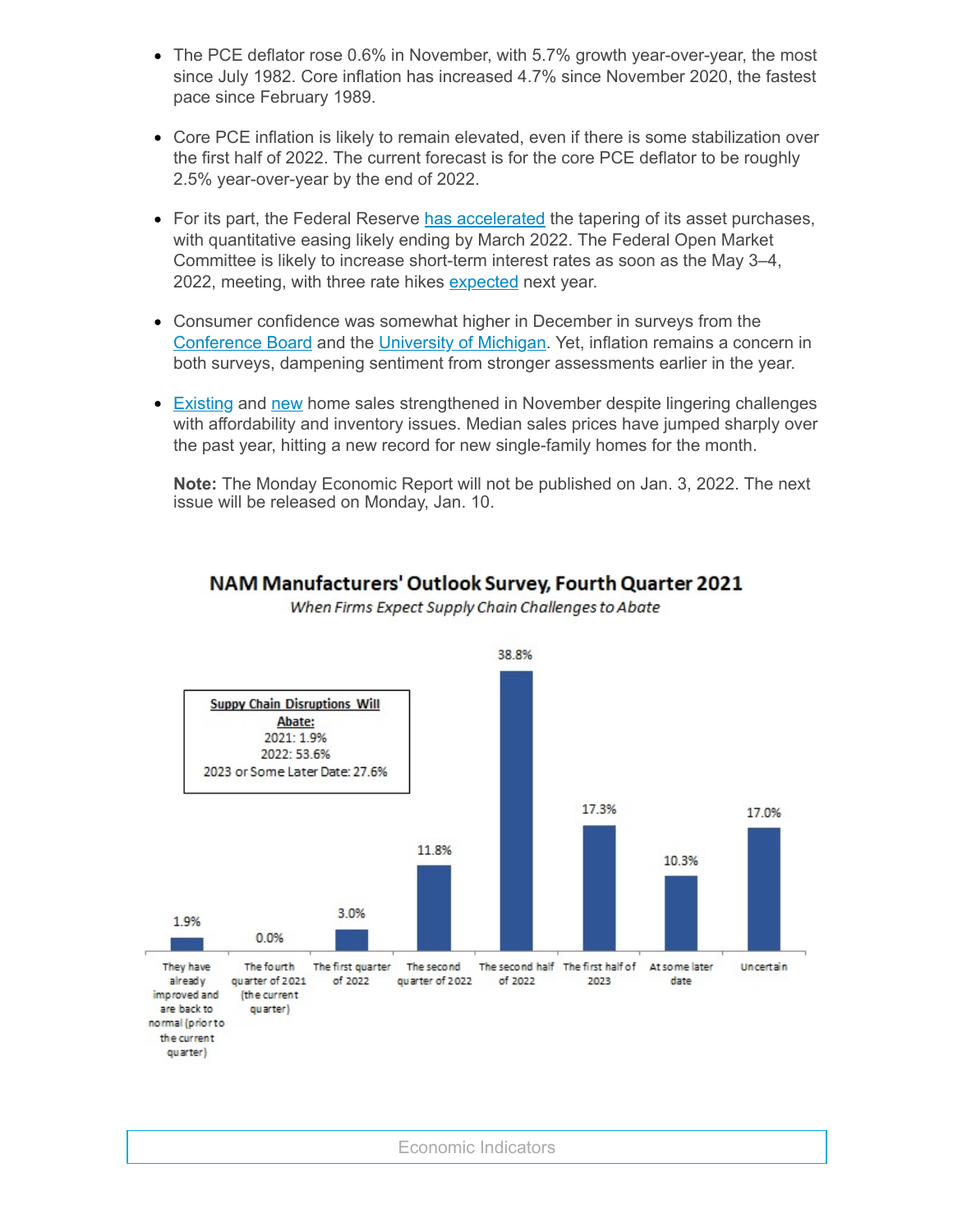- The PCE deflator rose 0.6% in November, with 5.7% growth year-over-year, the most since July 1982. Core inflation has increased 4.7% since November 2020, the fastest pace since February 1989.
- Core PCE inflation is likely to remain elevated, even if there is some stabilization over the first half of 2022. The current forecast is for the core PCE deflator to be roughly 2.5% year-over-year by the end of 2022.
- For its part, the Federal Reserve has accelerated the tapering of its asset purchases, with quantitative easing likely ending by March 2022. The Federal Open Market Committee is likely to increase short-term interest rates as soon as the May 3–4, 2022, meeting, with three rate hikes expected next year.
- Consumer confidence was somewhat higher in December in surveys from the Conference Board and the University of Michigan. Yet, inflation remains a concern in both surveys, dampening sentiment from stronger assessments earlier in the year.
- Existing and new home sales strengthened in November despite lingering challenges with affordability and inventory issues. Median sales prices have jumped sharply over the past year, hitting a new record for new single-family homes for the month.

  **Note:** The Monday Economic Report will not be published on Jan. 3, 2022. The next issue will be released on Monday, Jan. 10.

**NAM Manufacturers' Outlook Survey, Fourth Quarter 2021**

*When Firms Expect Supply Chain Challenges to Abate*

Suppy Chain Disruptions Will Abate:
2021: 1.9%
2022: 53.6%
2023 or Some Later Date: 27.6%

| Response | Share |
| --- | --- |
| They have already improved and are back to normal (prior to the current quarter) | 1.9% |
| The fourth quarter of 2021 (the current quarter) | 0.0% |
| The first quarter of 2022 | 3.0% |
| The second quarter of 2022 | 11.8% |
| The second half of 2022 | 38.8% |
| The first half of 2023 | 17.3% |
| At some later date | 10.3% |
| Uncertain | 17.0% |

Economic Indicators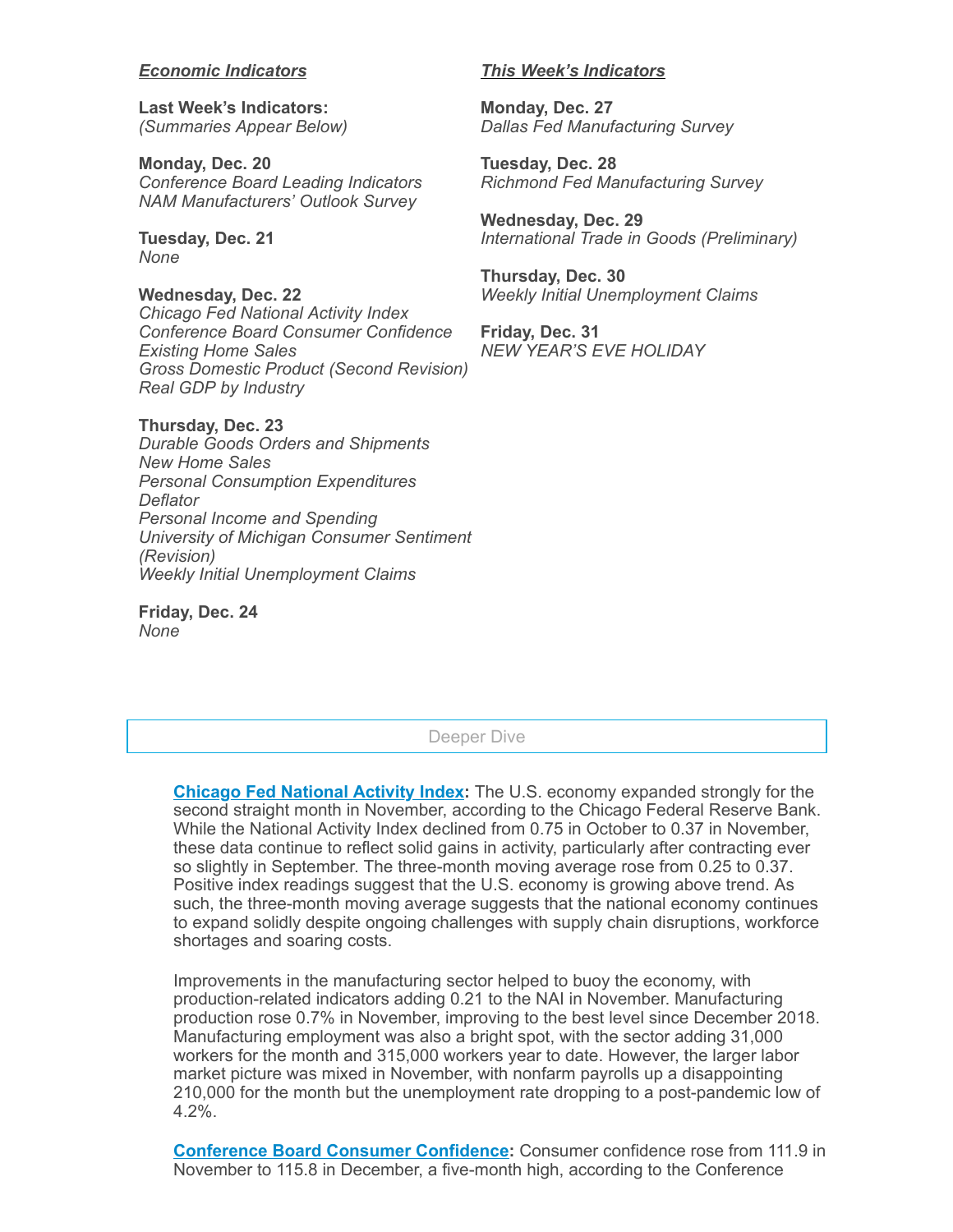## *Economic Indicators*

**Last Week's Indicators:**
*(Summaries Appear Below)*

**Monday, Dec. 20**
*Conference Board Leading Indicators*
*NAM Manufacturers' Outlook Survey*

**Tuesday, Dec. 21**
*None*

**Wednesday, Dec. 22**
*Chicago Fed National Activity Index*
*Conference Board Consumer Confidence*
*Existing Home Sales*
*Gross Domestic Product (Second Revision)*
*Real GDP by Industry*

**Thursday, Dec. 23**
*Durable Goods Orders and Shipments*
*New Home Sales*
*Personal Consumption Expenditures Deflator*
*Personal Income and Spending*
*University of Michigan Consumer Sentiment (Revision)*
*Weekly Initial Unemployment Claims*

**Friday, Dec. 24**
*None*

## *This Week's Indicators*

**Monday, Dec. 27**
*Dallas Fed Manufacturing Survey*

**Tuesday, Dec. 28**
*Richmond Fed Manufacturing Survey*

**Wednesday, Dec. 29**
*International Trade in Goods (Preliminary)*

**Thursday, Dec. 30**
*Weekly Initial Unemployment Claims*

**Friday, Dec. 31**
*NEW YEAR'S EVE HOLIDAY*

## Deeper Dive

**Chicago Fed National Activity Index:** The U.S. economy expanded strongly for the second straight month in November, according to the Chicago Federal Reserve Bank. While the National Activity Index declined from 0.75 in October to 0.37 in November, these data continue to reflect solid gains in activity, particularly after contracting ever so slightly in September. The three-month moving average rose from 0.25 to 0.37. Positive index readings suggest that the U.S. economy is growing above trend. As such, the three-month moving average suggests that the national economy continues to expand solidly despite ongoing challenges with supply chain disruptions, workforce shortages and soaring costs.

Improvements in the manufacturing sector helped to buoy the economy, with production-related indicators adding 0.21 to the NAI in November. Manufacturing production rose 0.7% in November, improving to the best level since December 2018. Manufacturing employment was also a bright spot, with the sector adding 31,000 workers for the month and 315,000 workers year to date. However, the larger labor market picture was mixed in November, with nonfarm payrolls up a disappointing 210,000 for the month but the unemployment rate dropping to a post-pandemic low of 4.2%.

**Conference Board Consumer Confidence:** Consumer confidence rose from 111.9 in November to 115.8 in December, a five-month high, according to the Conference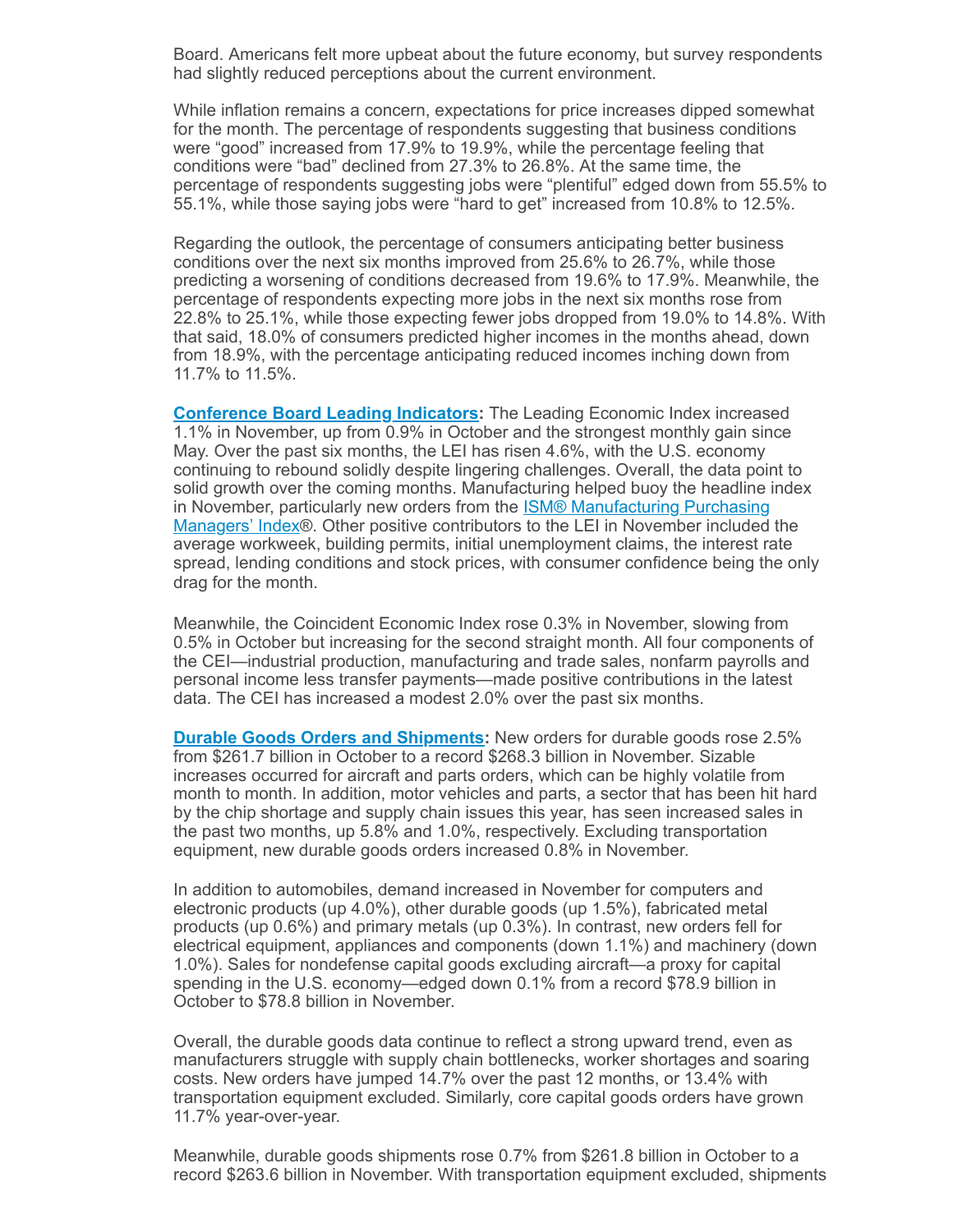Board. Americans felt more upbeat about the future economy, but survey respondents had slightly reduced perceptions about the current environment.

While inflation remains a concern, expectations for price increases dipped somewhat for the month. The percentage of respondents suggesting that business conditions were "good" increased from 17.9% to 19.9%, while the percentage feeling that conditions were "bad" declined from 27.3% to 26.8%. At the same time, the percentage of respondents suggesting jobs were "plentiful" edged down from 55.5% to 55.1%, while those saying jobs were "hard to get" increased from 10.8% to 12.5%.

Regarding the outlook, the percentage of consumers anticipating better business conditions over the next six months improved from 25.6% to 26.7%, while those predicting a worsening of conditions decreased from 19.6% to 17.9%. Meanwhile, the percentage of respondents expecting more jobs in the next six months rose from 22.8% to 25.1%, while those expecting fewer jobs dropped from 19.0% to 14.8%. With that said, 18.0% of consumers predicted higher incomes in the months ahead, down from 18.9%, with the percentage anticipating reduced incomes inching down from 11.7% to 11.5%.

**Conference Board Leading Indicators:** The Leading Economic Index increased 1.1% in November, up from 0.9% in October and the strongest monthly gain since May. Over the past six months, the LEI has risen 4.6%, with the U.S. economy continuing to rebound solidly despite lingering challenges. Overall, the data point to solid growth over the coming months. Manufacturing helped buoy the headline index in November, particularly new orders from the ISM® Manufacturing Purchasing Managers' Index®. Other positive contributors to the LEI in November included the average workweek, building permits, initial unemployment claims, the interest rate spread, lending conditions and stock prices, with consumer confidence being the only drag for the month.

Meanwhile, the Coincident Economic Index rose 0.3% in November, slowing from 0.5% in October but increasing for the second straight month. All four components of the CEI—industrial production, manufacturing and trade sales, nonfarm payrolls and personal income less transfer payments—made positive contributions in the latest data. The CEI has increased a modest 2.0% over the past six months.

**Durable Goods Orders and Shipments:** New orders for durable goods rose 2.5% from $261.7 billion in October to a record $268.3 billion in November. Sizable increases occurred for aircraft and parts orders, which can be highly volatile from month to month. In addition, motor vehicles and parts, a sector that has been hit hard by the chip shortage and supply chain issues this year, has seen increased sales in the past two months, up 5.8% and 1.0%, respectively. Excluding transportation equipment, new durable goods orders increased 0.8% in November.

In addition to automobiles, demand increased in November for computers and electronic products (up 4.0%), other durable goods (up 1.5%), fabricated metal products (up 0.6%) and primary metals (up 0.3%). In contrast, new orders fell for electrical equipment, appliances and components (down 1.1%) and machinery (down 1.0%). Sales for nondefense capital goods excluding aircraft—a proxy for capital spending in the U.S. economy—edged down 0.1% from a record $78.9 billion in October to $78.8 billion in November.

Overall, the durable goods data continue to reflect a strong upward trend, even as manufacturers struggle with supply chain bottlenecks, worker shortages and soaring costs. New orders have jumped 14.7% over the past 12 months, or 13.4% with transportation equipment excluded. Similarly, core capital goods orders have grown 11.7% year-over-year.

Meanwhile, durable goods shipments rose 0.7% from $261.8 billion in October to a record $263.6 billion in November. With transportation equipment excluded, shipments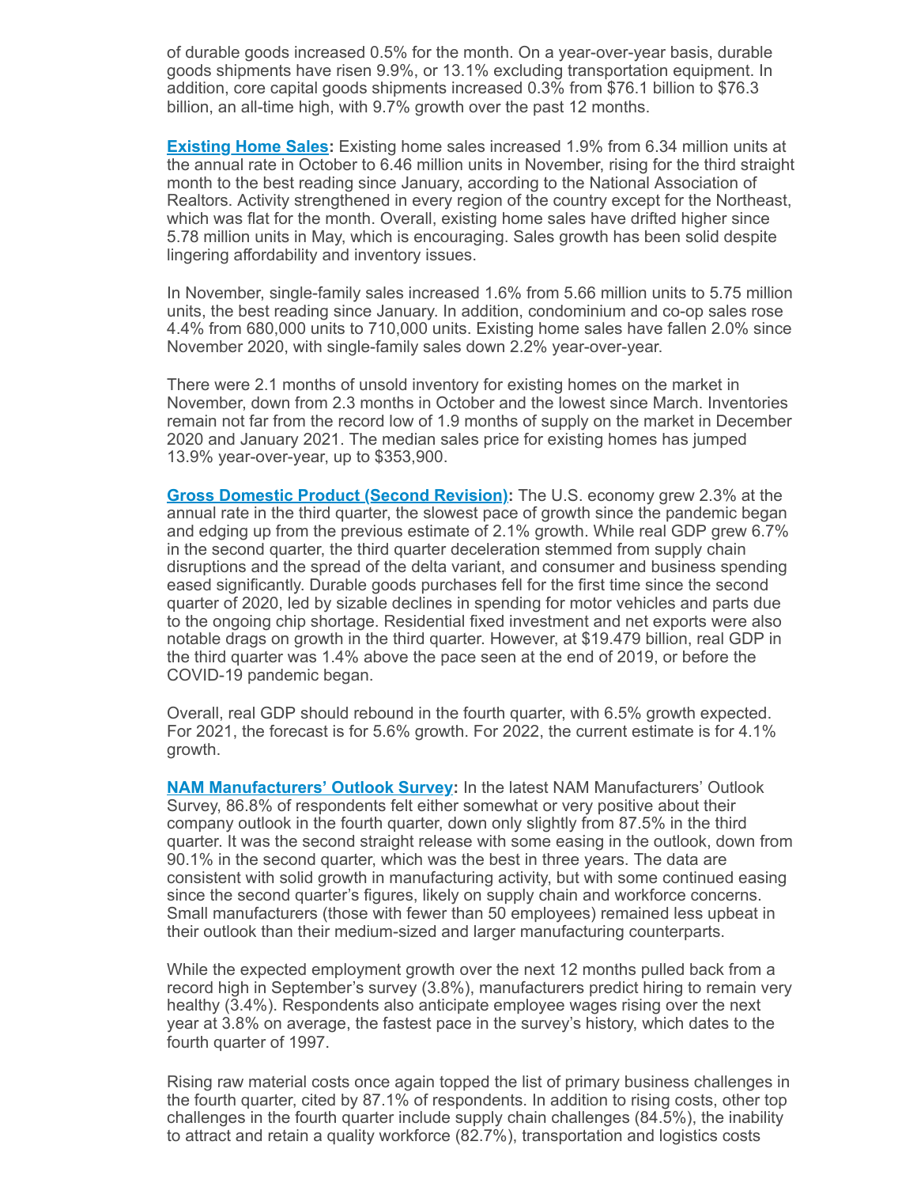of durable goods increased 0.5% for the month. On a year-over-year basis, durable goods shipments have risen 9.9%, or 13.1% excluding transportation equipment. In addition, core capital goods shipments increased 0.3% from $76.1 billion to $76.3 billion, an all-time high, with 9.7% growth over the past 12 months.

**Existing Home Sales:** Existing home sales increased 1.9% from 6.34 million units at the annual rate in October to 6.46 million units in November, rising for the third straight month to the best reading since January, according to the National Association of Realtors. Activity strengthened in every region of the country except for the Northeast, which was flat for the month. Overall, existing home sales have drifted higher since 5.78 million units in May, which is encouraging. Sales growth has been solid despite lingering affordability and inventory issues.

In November, single-family sales increased 1.6% from 5.66 million units to 5.75 million units, the best reading since January. In addition, condominium and co-op sales rose 4.4% from 680,000 units to 710,000 units. Existing home sales have fallen 2.0% since November 2020, with single-family sales down 2.2% year-over-year.

There were 2.1 months of unsold inventory for existing homes on the market in November, down from 2.3 months in October and the lowest since March. Inventories remain not far from the record low of 1.9 months of supply on the market in December 2020 and January 2021. The median sales price for existing homes has jumped 13.9% year-over-year, up to $353,900.

**Gross Domestic Product (Second Revision):** The U.S. economy grew 2.3% at the annual rate in the third quarter, the slowest pace of growth since the pandemic began and edging up from the previous estimate of 2.1% growth. While real GDP grew 6.7% in the second quarter, the third quarter deceleration stemmed from supply chain disruptions and the spread of the delta variant, and consumer and business spending eased significantly. Durable goods purchases fell for the first time since the second quarter of 2020, led by sizable declines in spending for motor vehicles and parts due to the ongoing chip shortage. Residential fixed investment and net exports were also notable drags on growth in the third quarter. However, at $19.479 billion, real GDP in the third quarter was 1.4% above the pace seen at the end of 2019, or before the COVID-19 pandemic began.

Overall, real GDP should rebound in the fourth quarter, with 6.5% growth expected. For 2021, the forecast is for 5.6% growth. For 2022, the current estimate is for 4.1% growth.

**NAM Manufacturers' Outlook Survey:** In the latest NAM Manufacturers' Outlook Survey, 86.8% of respondents felt either somewhat or very positive about their company outlook in the fourth quarter, down only slightly from 87.5% in the third quarter. It was the second straight release with some easing in the outlook, down from 90.1% in the second quarter, which was the best in three years. The data are consistent with solid growth in manufacturing activity, but with some continued easing since the second quarter's figures, likely on supply chain and workforce concerns. Small manufacturers (those with fewer than 50 employees) remained less upbeat in their outlook than their medium-sized and larger manufacturing counterparts.

While the expected employment growth over the next 12 months pulled back from a record high in September's survey (3.8%), manufacturers predict hiring to remain very healthy (3.4%). Respondents also anticipate employee wages rising over the next year at 3.8% on average, the fastest pace in the survey's history, which dates to the fourth quarter of 1997.

Rising raw material costs once again topped the list of primary business challenges in the fourth quarter, cited by 87.1% of respondents. In addition to rising costs, other top challenges in the fourth quarter include supply chain challenges (84.5%), the inability to attract and retain a quality workforce (82.7%), transportation and logistics costs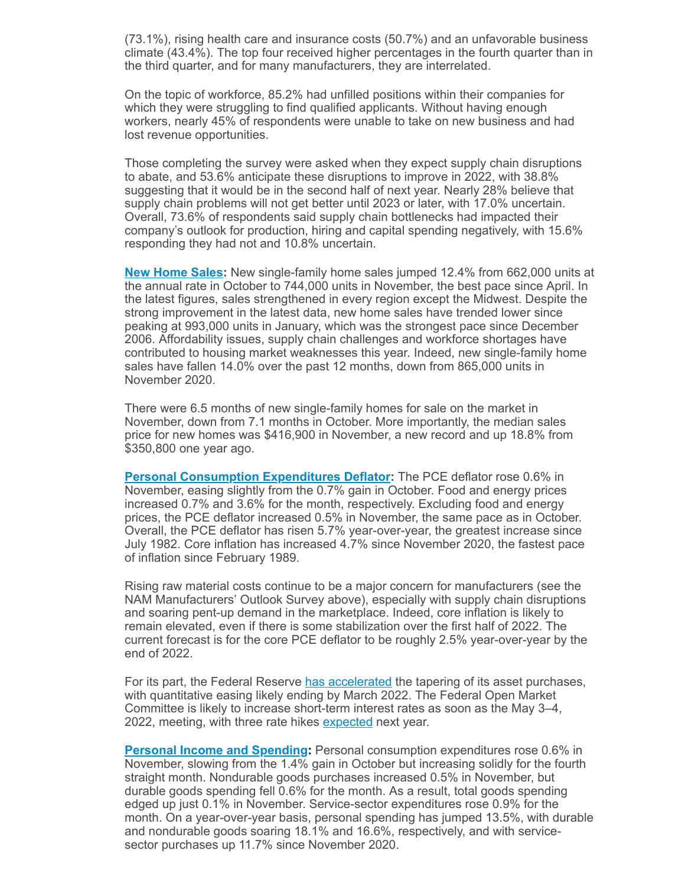(73.1%), rising health care and insurance costs (50.7%) and an unfavorable business climate (43.4%). The top four received higher percentages in the fourth quarter than in the third quarter, and for many manufacturers, they are interrelated.

On the topic of workforce, 85.2% had unfilled positions within their companies for which they were struggling to find qualified applicants. Without having enough workers, nearly 45% of respondents were unable to take on new business and had lost revenue opportunities.

Those completing the survey were asked when they expect supply chain disruptions to abate, and 53.6% anticipate these disruptions to improve in 2022, with 38.8% suggesting that it would be in the second half of next year. Nearly 28% believe that supply chain problems will not get better until 2023 or later, with 17.0% uncertain. Overall, 73.6% of respondents said supply chain bottlenecks had impacted their company's outlook for production, hiring and capital spending negatively, with 15.6% responding they had not and 10.8% uncertain.

**New Home Sales:** New single-family home sales jumped 12.4% from 662,000 units at the annual rate in October to 744,000 units in November, the best pace since April. In the latest figures, sales strengthened in every region except the Midwest. Despite the strong improvement in the latest data, new home sales have trended lower since peaking at 993,000 units in January, which was the strongest pace since December 2006. Affordability issues, supply chain challenges and workforce shortages have contributed to housing market weaknesses this year. Indeed, new single-family home sales have fallen 14.0% over the past 12 months, down from 865,000 units in November 2020.

There were 6.5 months of new single-family homes for sale on the market in November, down from 7.1 months in October. More importantly, the median sales price for new homes was $416,900 in November, a new record and up 18.8% from $350,800 one year ago.

**Personal Consumption Expenditures Deflator:** The PCE deflator rose 0.6% in November, easing slightly from the 0.7% gain in October. Food and energy prices increased 0.7% and 3.6% for the month, respectively. Excluding food and energy prices, the PCE deflator increased 0.5% in November, the same pace as in October. Overall, the PCE deflator has risen 5.7% year-over-year, the greatest increase since July 1982. Core inflation has increased 4.7% since November 2020, the fastest pace of inflation since February 1989.

Rising raw material costs continue to be a major concern for manufacturers (see the NAM Manufacturers' Outlook Survey above), especially with supply chain disruptions and soaring pent-up demand in the marketplace. Indeed, core inflation is likely to remain elevated, even if there is some stabilization over the first half of 2022. The current forecast is for the core PCE deflator to be roughly 2.5% year-over-year by the end of 2022.

For its part, the Federal Reserve has accelerated the tapering of its asset purchases, with quantitative easing likely ending by March 2022. The Federal Open Market Committee is likely to increase short-term interest rates as soon as the May 3–4, 2022, meeting, with three rate hikes expected next year.

**Personal Income and Spending:** Personal consumption expenditures rose 0.6% in November, slowing from the 1.4% gain in October but increasing solidly for the fourth straight month. Nondurable goods purchases increased 0.5% in November, but durable goods spending fell 0.6% for the month. As a result, total goods spending edged up just 0.1% in November. Service-sector expenditures rose 0.9% for the month. On a year-over-year basis, personal spending has jumped 13.5%, with durable and nondurable goods soaring 18.1% and 16.6%, respectively, and with service-sector purchases up 11.7% since November 2020.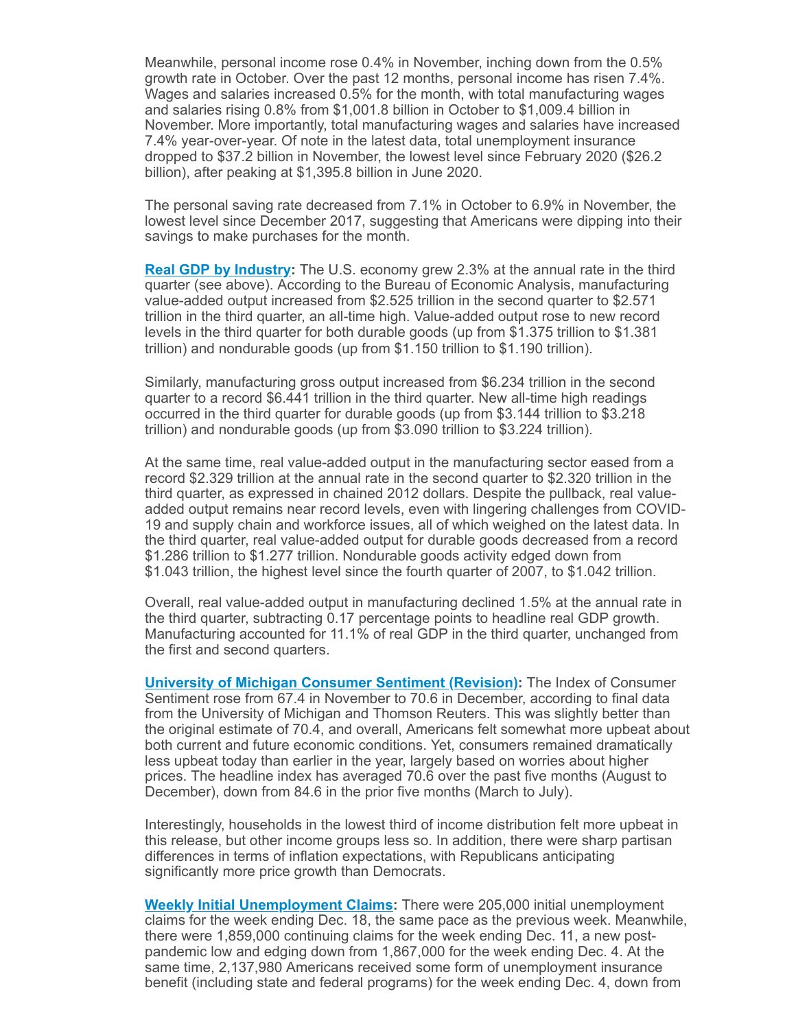Meanwhile, personal income rose 0.4% in November, inching down from the 0.5% growth rate in October. Over the past 12 months, personal income has risen 7.4%. Wages and salaries increased 0.5% for the month, with total manufacturing wages and salaries rising 0.8% from $1,001.8 billion in October to $1,009.4 billion in November. More importantly, total manufacturing wages and salaries have increased 7.4% year-over-year. Of note in the latest data, total unemployment insurance dropped to $37.2 billion in November, the lowest level since February 2020 ($26.2 billion), after peaking at $1,395.8 billion in June 2020.

The personal saving rate decreased from 7.1% in October to 6.9% in November, the lowest level since December 2017, suggesting that Americans were dipping into their savings to make purchases for the month.

**Real GDP by Industry:** The U.S. economy grew 2.3% at the annual rate in the third quarter (see above). According to the Bureau of Economic Analysis, manufacturing value-added output increased from $2.525 trillion in the second quarter to $2.571 trillion in the third quarter, an all-time high. Value-added output rose to new record levels in the third quarter for both durable goods (up from $1.375 trillion to $1.381 trillion) and nondurable goods (up from $1.150 trillion to $1.190 trillion).

Similarly, manufacturing gross output increased from $6.234 trillion in the second quarter to a record $6.441 trillion in the third quarter. New all-time high readings occurred in the third quarter for durable goods (up from $3.144 trillion to $3.218 trillion) and nondurable goods (up from $3.090 trillion to $3.224 trillion).

At the same time, real value-added output in the manufacturing sector eased from a record $2.329 trillion at the annual rate in the second quarter to $2.320 trillion in the third quarter, as expressed in chained 2012 dollars. Despite the pullback, real value-added output remains near record levels, even with lingering challenges from COVID-19 and supply chain and workforce issues, all of which weighed on the latest data. In the third quarter, real value-added output for durable goods decreased from a record $1.286 trillion to $1.277 trillion. Nondurable goods activity edged down from $1.043 trillion, the highest level since the fourth quarter of 2007, to $1.042 trillion.

Overall, real value-added output in manufacturing declined 1.5% at the annual rate in the third quarter, subtracting 0.17 percentage points to headline real GDP growth. Manufacturing accounted for 11.1% of real GDP in the third quarter, unchanged from the first and second quarters.

**University of Michigan Consumer Sentiment (Revision):** The Index of Consumer Sentiment rose from 67.4 in November to 70.6 in December, according to final data from the University of Michigan and Thomson Reuters. This was slightly better than the original estimate of 70.4, and overall, Americans felt somewhat more upbeat about both current and future economic conditions. Yet, consumers remained dramatically less upbeat today than earlier in the year, largely based on worries about higher prices. The headline index has averaged 70.6 over the past five months (August to December), down from 84.6 in the prior five months (March to July).

Interestingly, households in the lowest third of income distribution felt more upbeat in this release, but other income groups less so. In addition, there were sharp partisan differences in terms of inflation expectations, with Republicans anticipating significantly more price growth than Democrats.

**Weekly Initial Unemployment Claims:** There were 205,000 initial unemployment claims for the week ending Dec. 18, the same pace as the previous week. Meanwhile, there were 1,859,000 continuing claims for the week ending Dec. 11, a new post-pandemic low and edging down from 1,867,000 for the week ending Dec. 4. At the same time, 2,137,980 Americans received some form of unemployment insurance benefit (including state and federal programs) for the week ending Dec. 4, down from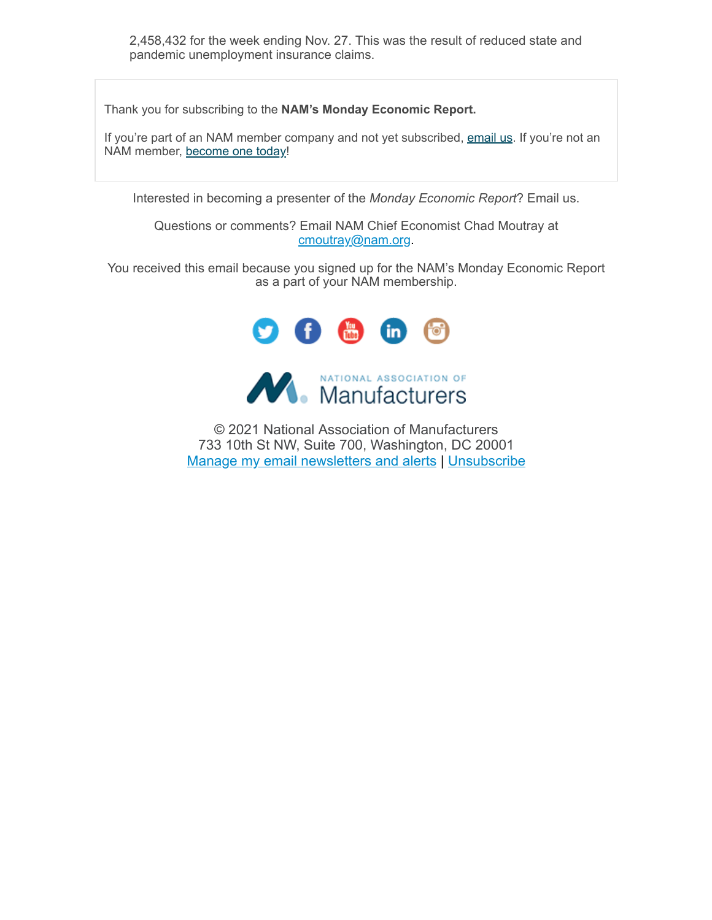2,458,432 for the week ending Nov. 27. This was the result of reduced state and pandemic unemployment insurance claims.

Thank you for subscribing to the **NAM's Monday Economic Report.**

If you're part of an NAM member company and not yet subscribed, email us. If you're not an NAM member, become one today!

Interested in becoming a presenter of the *Monday Economic Report*? Email us.

Questions or comments? Email NAM Chief Economist Chad Moutray at cmoutray@nam.org.

You received this email because you signed up for the NAM's Monday Economic Report as a part of your NAM membership.

NATIONAL ASSOCIATION OF Manufacturers

© 2021 National Association of Manufacturers
733 10th St NW, Suite 700, Washington, DC 20001
Manage my email newsletters and alerts | Unsubscribe